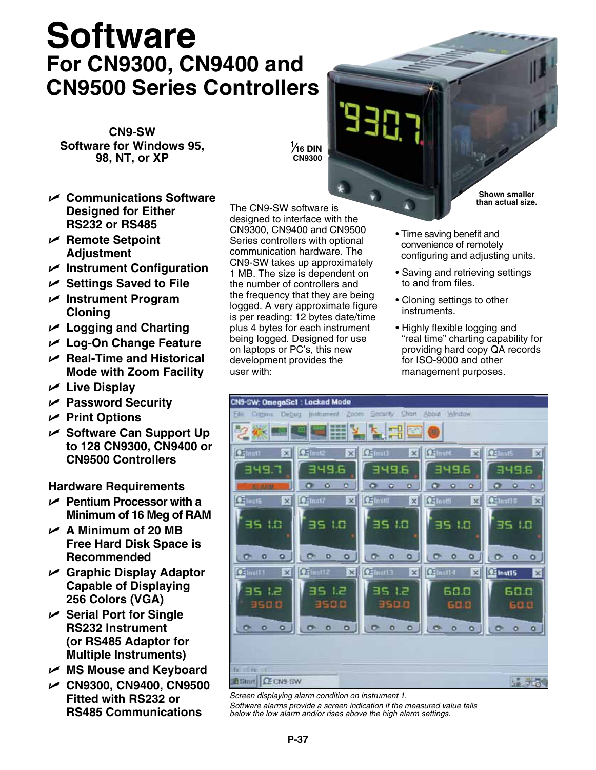# Software

## For CN9300, CN9400 and CN9500 Series Controllers

**CN9-SW**
**Software for Windows 95, 98, NT, or XP**

1⁄16 DIN
CN9300

Shown smaller than actual size.

- **Communications Software Designed for Either RS232 or RS485**
- **Remote Setpoint Adjustment**
- **Instrument Configuration**
- **Settings Saved to File**
- **Instrument Program Cloning**
- **Logging and Charting**
- **Log-On Change Feature**
- **Real-Time and Historical Mode with Zoom Facility**
- **Live Display**
- **Password Security**
- **Print Options**
- **Software Can Support Up to 128 CN9300, CN9400 or CN9500 Controllers**

### Hardware Requirements

- **Pentium Processor with a Minimum of 16 Meg of RAM**
- **A Minimum of 20 MB Free Hard Disk Space is Recommended**
- **Graphic Display Adaptor Capable of Displaying 256 Colors (VGA)**
- **Serial Port for Single RS232 Instrument (or RS485 Adaptor for Multiple Instruments)**
- **MS Mouse and Keyboard**
- **CN9300, CN9400, CN9500 Fitted with RS232 or RS485 Communications**

The CN9-SW software is designed to interface with the CN9300, CN9400 and CN9500 Series controllers with optional communication hardware. The CN9-SW takes up approximately 1 MB. The size is dependent on the number of controllers and the frequency that they are being logged. A very approximate figure is per reading: 12 bytes date/time plus 4 bytes for each instrument being logged. Designed for use on laptops or PC's, this new development provides the user with:

- Time saving benefit and convenience of remotely configuring and adjusting units.
- Saving and retrieving settings to and from files.
- Cloning settings to other instruments.
- Highly flexible logging and "real time" charting capability for providing hard copy QA records for ISO-9000 and other management purposes.

*Screen displaying alarm condition on instrument 1.*
*Software alarms provide a screen indication if the measured value falls below the low alarm and/or rises above the high alarm settings.*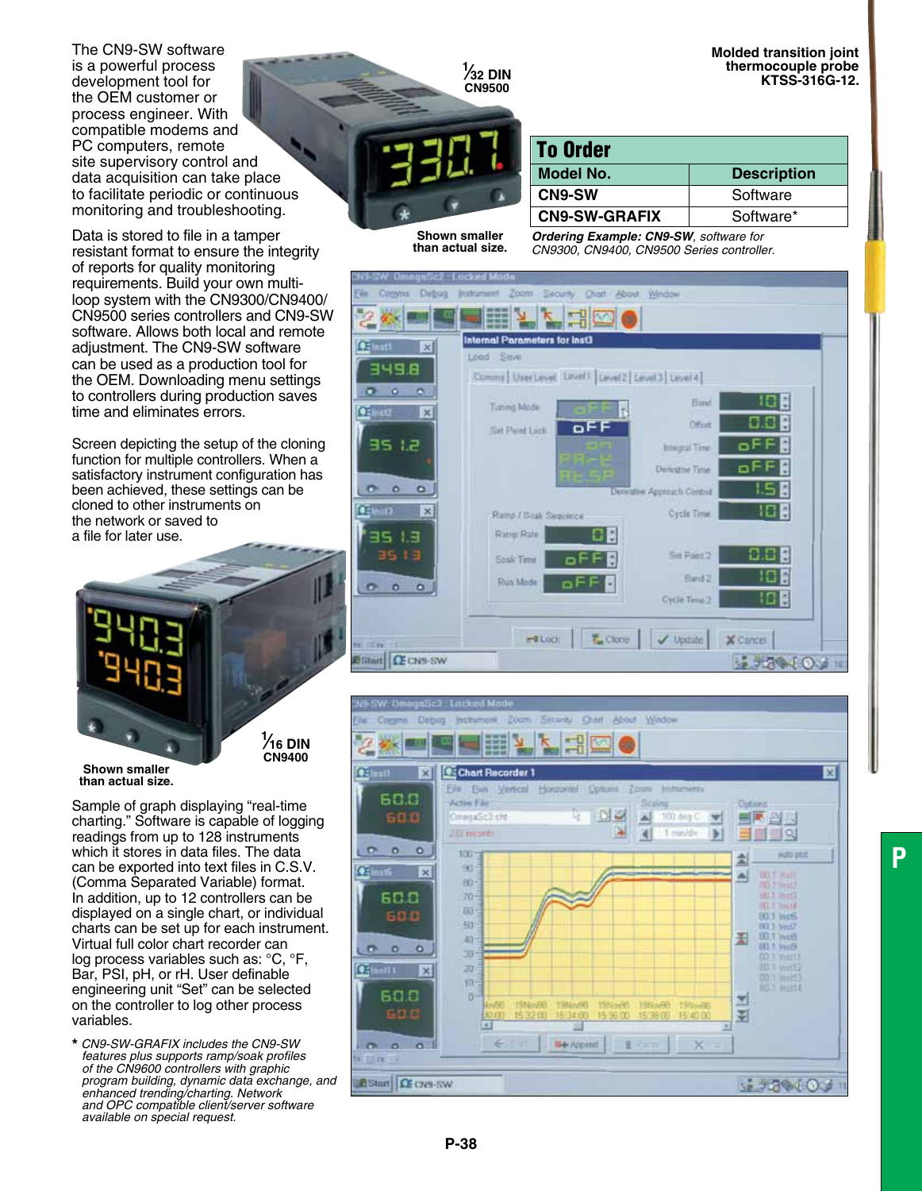The CN9-SW software is a powerful process development tool for the OEM customer or process engineer. With compatible modems and PC computers, remote site supervisory control and data acquisition can take place to facilitate periodic or continuous monitoring and troubleshooting.

Data is stored to file in a tamper resistant format to ensure the integrity of reports for quality monitoring requirements. Build your own multi-loop system with the CN9300/CN9400/CN9500 series controllers and CN9-SW software. Allows both local and remote adjustment. The CN9-SW software can be used as a production tool for the OEM. Downloading menu settings to controllers during production saves time and eliminates errors.

Screen depicting the setup of the cloning function for multiple controllers. When a satisfactory instrument configuration has been achieved, these settings can be cloned to other instruments on the network or saved to a file for later use.

1/32 DIN
CN9500

Shown smaller than actual size.

1/16 DIN
CN9400

Shown smaller than actual size.

Sample of graph displaying "real-time charting." Software is capable of logging readings from up to 128 instruments which it stores in data files. The data can be exported into text files in C.S.V. (Comma Separated Variable) format. In addition, up to 12 controllers can be displayed on a single chart, or individual charts can be set up for each instrument. Virtual full color chart recorder can log process variables such as: °C, °F, Bar, PSI, pH, or rH. User definable engineering unit "Set" can be selected on the controller to log other process variables.

\* *CN9-SW-GRAFIX includes the CN9-SW features plus supports ramp/soak profiles of the CN9600 controllers with graphic program building, dynamic data exchange, and enhanced trending/charting. Network and OPC compatible client/server software available on special request.*

**Molded transition joint thermocouple probe KTSS-316G-12.**

## To Order

| Model No. | Description |
|---|---|
| CN9-SW | Software |
| CN9-SW-GRAFIX | Software* |

***Ordering Example: CN9-SW**, software for CN9300, CN9400, CN9500 Series controller.*